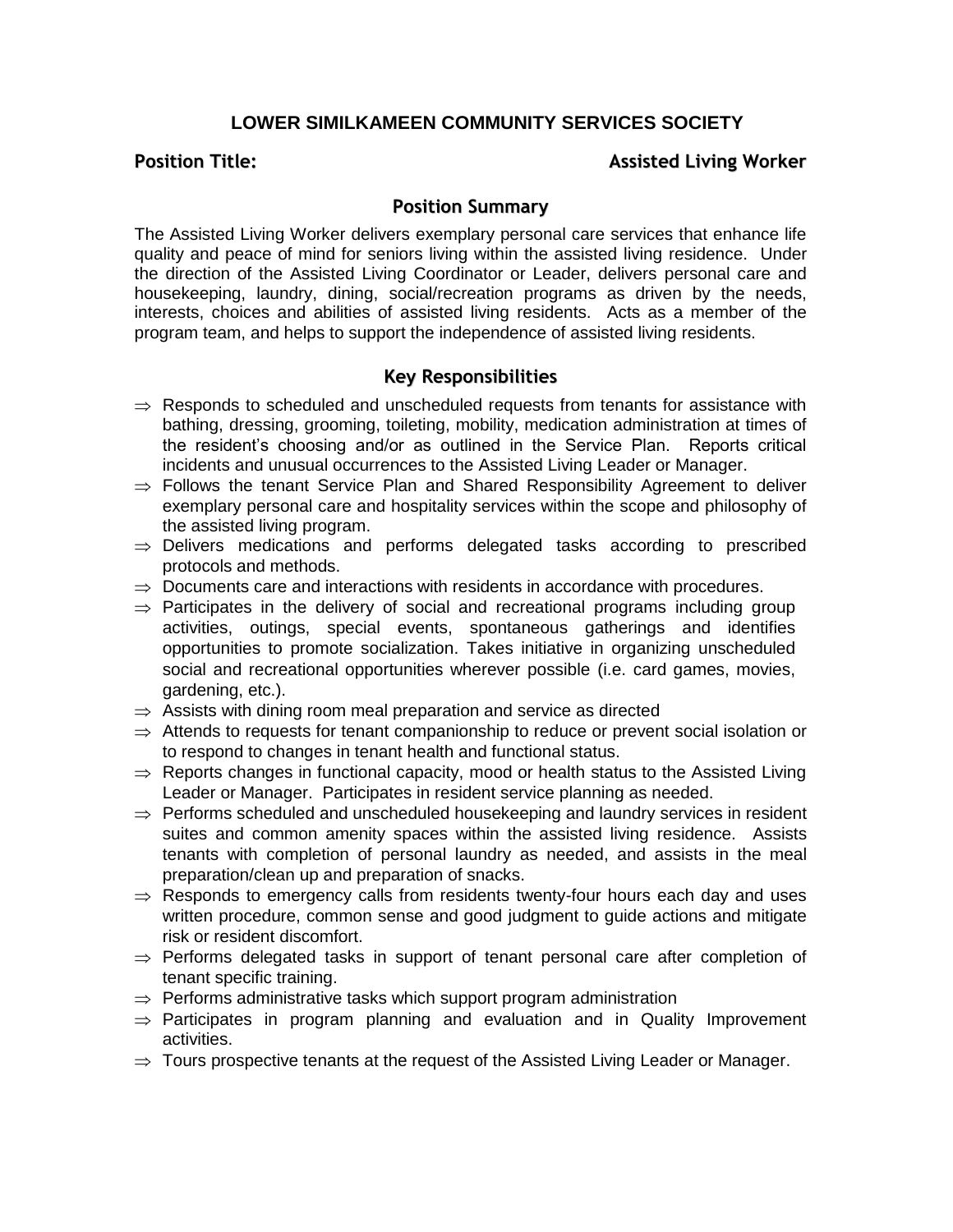# LOWER SIMILKAMEEN COMMUNITY SERVICES SOCIETY

**Position Title:** **Assisted Living Worker**

## Position Summary

The Assisted Living Worker delivers exemplary personal care services that enhance life quality and peace of mind for seniors living within the assisted living residence. Under the direction of the Assisted Living Coordinator or Leader, delivers personal care and housekeeping, laundry, dining, social/recreation programs as driven by the needs, interests, choices and abilities of assisted living residents. Acts as a member of the program team, and helps to support the independence of assisted living residents.

## Key Responsibilities

- ⇒ Responds to scheduled and unscheduled requests from tenants for assistance with bathing, dressing, grooming, toileting, mobility, medication administration at times of the resident's choosing and/or as outlined in the Service Plan. Reports critical incidents and unusual occurrences to the Assisted Living Leader or Manager.
- ⇒ Follows the tenant Service Plan and Shared Responsibility Agreement to deliver exemplary personal care and hospitality services within the scope and philosophy of the assisted living program.
- ⇒ Delivers medications and performs delegated tasks according to prescribed protocols and methods.
- ⇒ Documents care and interactions with residents in accordance with procedures.
- ⇒ Participates in the delivery of social and recreational programs including group activities, outings, special events, spontaneous gatherings and identifies opportunities to promote socialization. Takes initiative in organizing unscheduled social and recreational opportunities wherever possible (i.e. card games, movies, gardening, etc.).
- ⇒ Assists with dining room meal preparation and service as directed
- ⇒ Attends to requests for tenant companionship to reduce or prevent social isolation or to respond to changes in tenant health and functional status.
- ⇒ Reports changes in functional capacity, mood or health status to the Assisted Living Leader or Manager. Participates in resident service planning as needed.
- ⇒ Performs scheduled and unscheduled housekeeping and laundry services in resident suites and common amenity spaces within the assisted living residence. Assists tenants with completion of personal laundry as needed, and assists in the meal preparation/clean up and preparation of snacks.
- ⇒ Responds to emergency calls from residents twenty-four hours each day and uses written procedure, common sense and good judgment to guide actions and mitigate risk or resident discomfort.
- ⇒ Performs delegated tasks in support of tenant personal care after completion of tenant specific training.
- ⇒ Performs administrative tasks which support program administration
- ⇒ Participates in program planning and evaluation and in Quality Improvement activities.
- ⇒ Tours prospective tenants at the request of the Assisted Living Leader or Manager.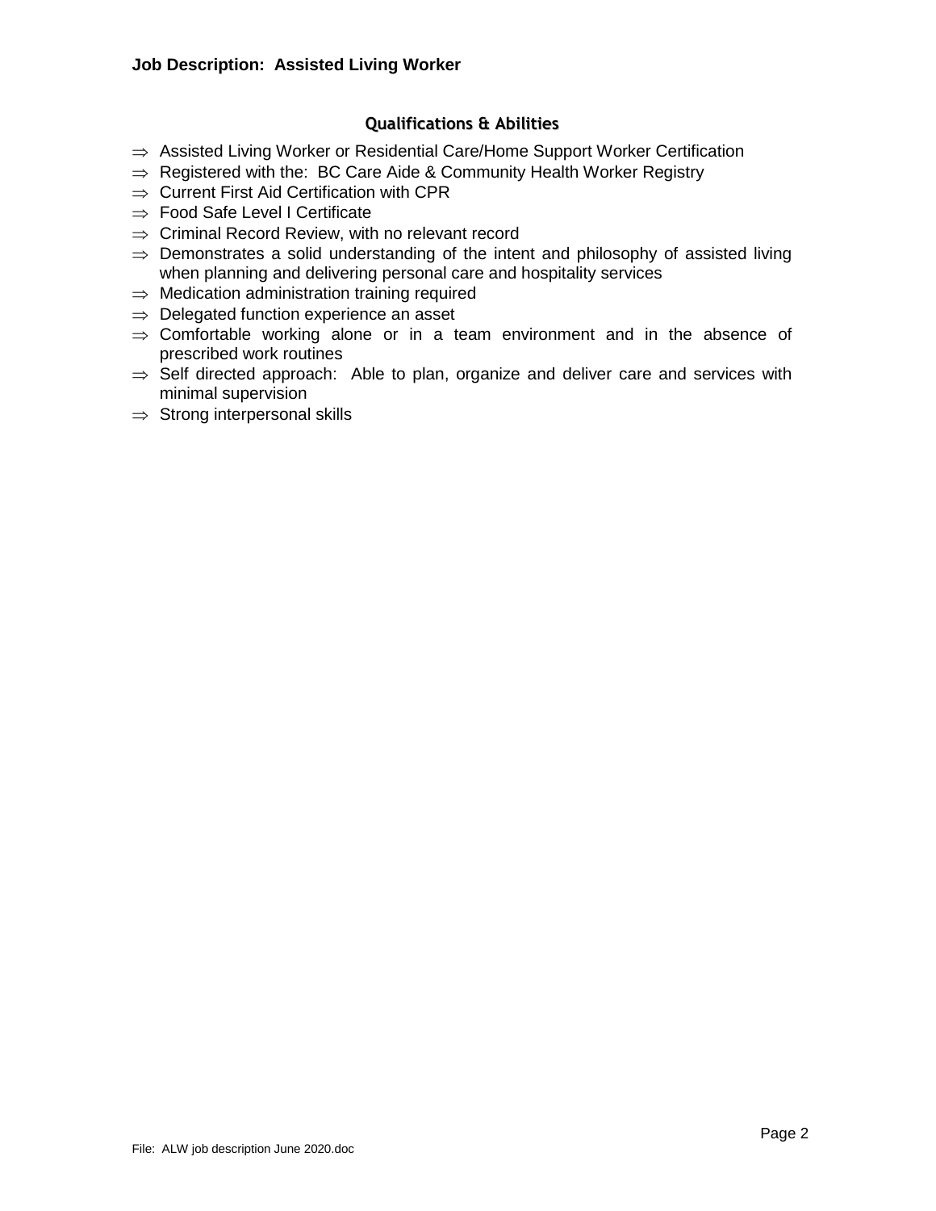## Qualifications & Abilities

- ⇒ Assisted Living Worker or Residential Care/Home Support Worker Certification
- ⇒ Registered with the: BC Care Aide & Community Health Worker Registry
- ⇒ Current First Aid Certification with CPR
- ⇒ Food Safe Level I Certificate
- ⇒ Criminal Record Review, with no relevant record
- ⇒ Demonstrates a solid understanding of the intent and philosophy of assisted living when planning and delivering personal care and hospitality services
- ⇒ Medication administration training required
- ⇒ Delegated function experience an asset
- ⇒ Comfortable working alone or in a team environment and in the absence of prescribed work routines
- ⇒ Self directed approach: Able to plan, organize and deliver care and services with minimal supervision
- ⇒ Strong interpersonal skills